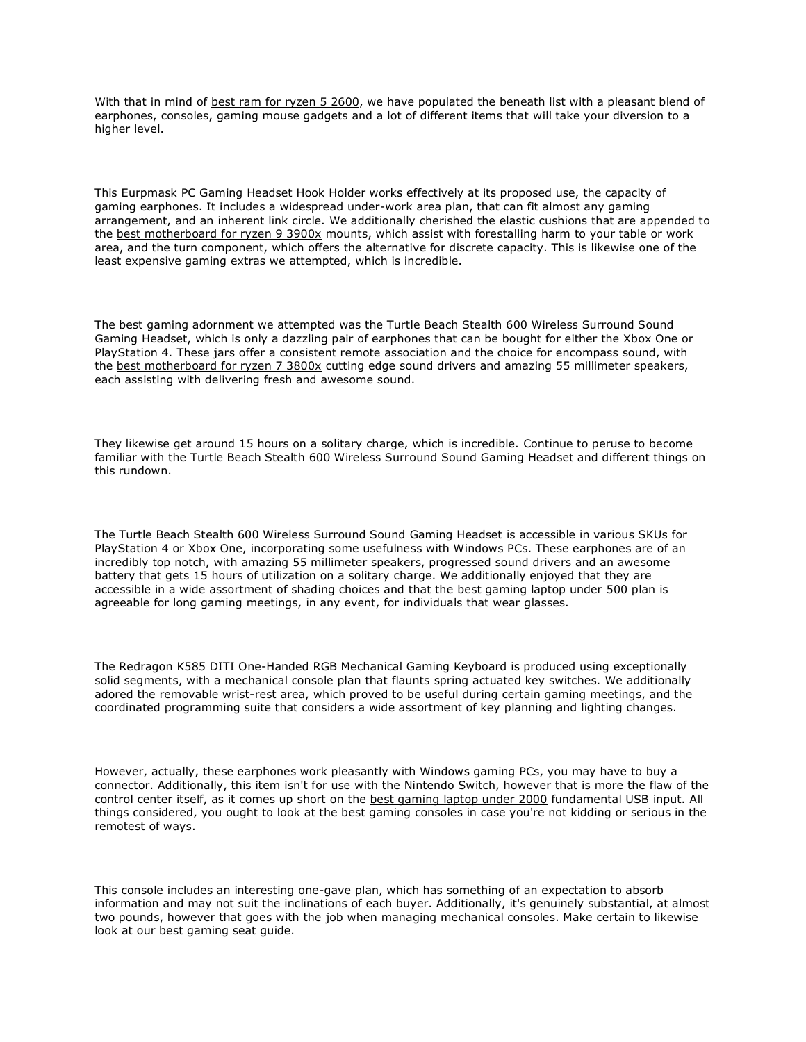With that in mind of best ram for ryzen 5 2600, we have populated the beneath list with a pleasant blend of earphones, consoles, gaming mouse gadgets and a lot of different items that will take your diversion to a higher level.

This Eurpmask PC Gaming Headset Hook Holder works effectively at its proposed use, the capacity of gaming earphones. It includes a widespread under-work area plan, that can fit almost any gaming arrangement, and an inherent link circle. We additionally cherished the elastic cushions that are appended to the best motherboard for ryzen 9 3900x mounts, which assist with forestalling harm to your table or work area, and the turn component, which offers the alternative for discrete capacity. This is likewise one of the least expensive gaming extras we attempted, which is incredible.

The best gaming adornment we attempted was the Turtle Beach Stealth 600 Wireless Surround Sound Gaming Headset, which is only a dazzling pair of earphones that can be bought for either the Xbox One or PlayStation 4. These jars offer a consistent remote association and the choice for encompass sound, with the best motherboard for ryzen 7 3800x cutting edge sound drivers and amazing 55 millimeter speakers, each assisting with delivering fresh and awesome sound.

They likewise get around 15 hours on a solitary charge, which is incredible. Continue to peruse to become familiar with the Turtle Beach Stealth 600 Wireless Surround Sound Gaming Headset and different things on this rundown.

The Turtle Beach Stealth 600 Wireless Surround Sound Gaming Headset is accessible in various SKUs for PlayStation 4 or Xbox One, incorporating some usefulness with Windows PCs. These earphones are of an incredibly top notch, with amazing 55 millimeter speakers, progressed sound drivers and an awesome battery that gets 15 hours of utilization on a solitary charge. We additionally enjoyed that they are accessible in a wide assortment of shading choices and that the best gaming laptop under 500 plan is agreeable for long gaming meetings, in any event, for individuals that wear glasses.

The Redragon K585 DITI One-Handed RGB Mechanical Gaming Keyboard is produced using exceptionally solid segments, with a mechanical console plan that flaunts spring actuated key switches. We additionally adored the removable wrist-rest area, which proved to be useful during certain gaming meetings, and the coordinated programming suite that considers a wide assortment of key planning and lighting changes.

However, actually, these earphones work pleasantly with Windows gaming PCs, you may have to buy a connector. Additionally, this item isn't for use with the Nintendo Switch, however that is more the flaw of the control center itself, as it comes up short on the best gaming laptop under 2000 fundamental USB input. All things considered, you ought to look at the best gaming consoles in case you're not kidding or serious in the remotest of ways.

This console includes an interesting one-gave plan, which has something of an expectation to absorb information and may not suit the inclinations of each buyer. Additionally, it's genuinely substantial, at almost two pounds, however that goes with the job when managing mechanical consoles. Make certain to likewise look at our best gaming seat guide.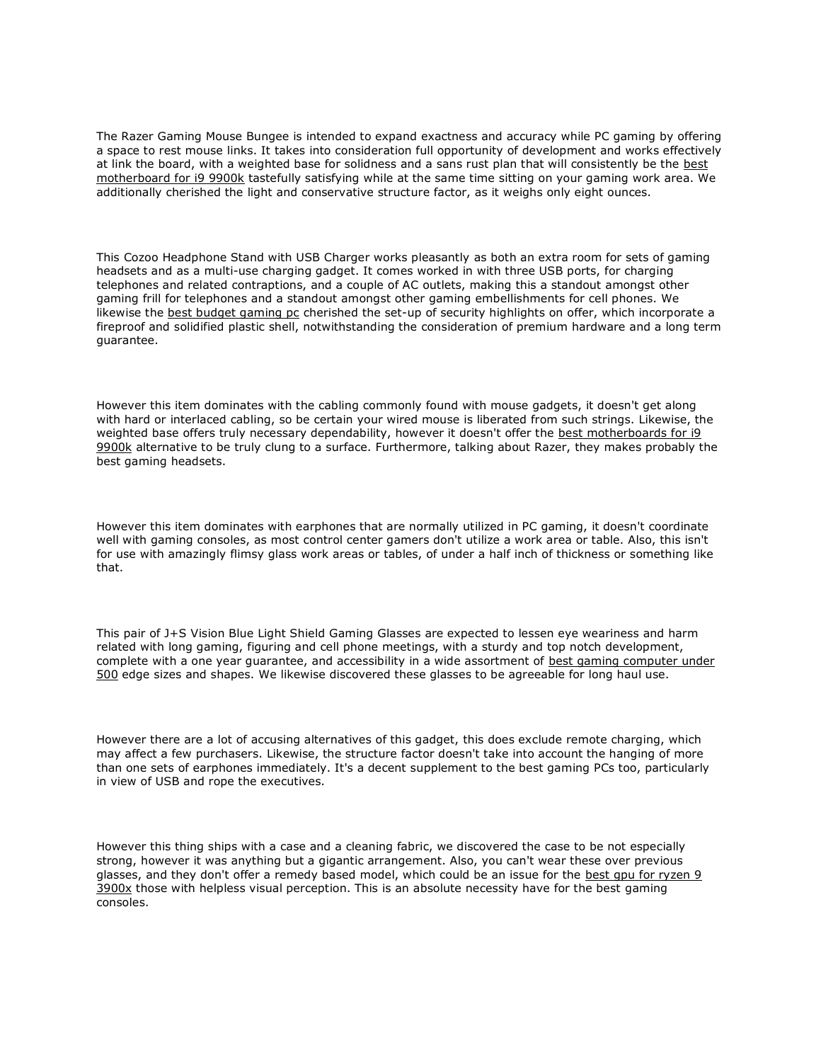The Razer Gaming Mouse Bungee is intended to expand exactness and accuracy while PC gaming by offering a space to rest mouse links. It takes into consideration full opportunity of development and works effectively at link the board, with a weighted base for solidness and a sans rust plan that will consistently be the best motherboard for i9 9900k tastefully satisfying while at the same time sitting on your gaming work area. We additionally cherished the light and conservative structure factor, as it weighs only eight ounces.

This Cozoo Headphone Stand with USB Charger works pleasantly as both an extra room for sets of gaming headsets and as a multi-use charging gadget. It comes worked in with three USB ports, for charging telephones and related contraptions, and a couple of AC outlets, making this a standout amongst other gaming frill for telephones and a standout amongst other gaming embellishments for cell phones. We likewise the best budget gaming pc cherished the set-up of security highlights on offer, which incorporate a fireproof and solidified plastic shell, notwithstanding the consideration of premium hardware and a long term guarantee.

However this item dominates with the cabling commonly found with mouse gadgets, it doesn't get along with hard or interlaced cabling, so be certain your wired mouse is liberated from such strings. Likewise, the weighted base offers truly necessary dependability, however it doesn't offer the best motherboards for i9 9900k alternative to be truly clung to a surface. Furthermore, talking about Razer, they makes probably the best gaming headsets.

However this item dominates with earphones that are normally utilized in PC gaming, it doesn't coordinate well with gaming consoles, as most control center gamers don't utilize a work area or table. Also, this isn't for use with amazingly flimsy glass work areas or tables, of under a half inch of thickness or something like that.

This pair of J+S Vision Blue Light Shield Gaming Glasses are expected to lessen eye weariness and harm related with long gaming, figuring and cell phone meetings, with a sturdy and top notch development, complete with a one year guarantee, and accessibility in a wide assortment of best gaming computer under 500 edge sizes and shapes. We likewise discovered these glasses to be agreeable for long haul use.

However there are a lot of accusing alternatives of this gadget, this does exclude remote charging, which may affect a few purchasers. Likewise, the structure factor doesn't take into account the hanging of more than one sets of earphones immediately. It's a decent supplement to the best gaming PCs too, particularly in view of USB and rope the executives.

However this thing ships with a case and a cleaning fabric, we discovered the case to be not especially strong, however it was anything but a gigantic arrangement. Also, you can't wear these over previous glasses, and they don't offer a remedy based model, which could be an issue for the best gpu for ryzen 9 3900x those with helpless visual perception. This is an absolute necessity have for the best gaming consoles.